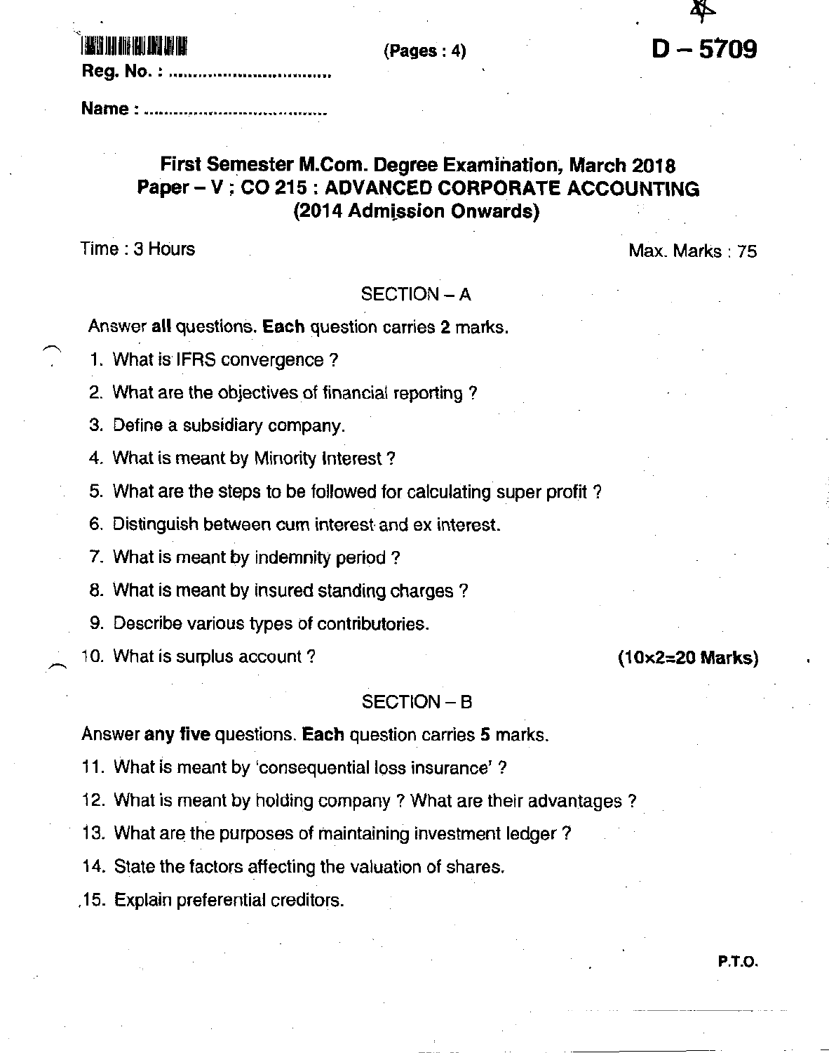(Pages : 4)

**D – 5709**

Reg. No. : ...............................

Name : ...................................

# First Semester M.Com. Degree Examination, March 2018
## Paper – V ; CO 215 : ADVANCED CORPORATE ACCOUNTING
### (2014 Admission Onwards)

Time : 3 Hours Max. Marks : 75

## SECTION – A

Answer **all** questions. **Each** question carries **2** marks.

1. What is IFRS convergence ?
2. What are the objectives of financial reporting ?
3. Define a subsidiary company.
4. What is meant by Minority Interest ?
5. What are the steps to be followed for calculating super profit ?
6. Distinguish between cum interest and ex interest.
7. What is meant by indemnity period ?
8. What is meant by insured standing charges ?
9. Describe various types of contributories.
10. What is surplus account ? **(10×2=20 Marks)**

## SECTION – B

Answer **any five** questions. **Each** question carries **5** marks.

11. What is meant by 'consequential loss insurance' ?
12. What is meant by holding company ? What are their advantages ?
13. What are the purposes of maintaining investment ledger ?
14. State the factors affecting the valuation of shares.
15. Explain preferential creditors.

P.T.O.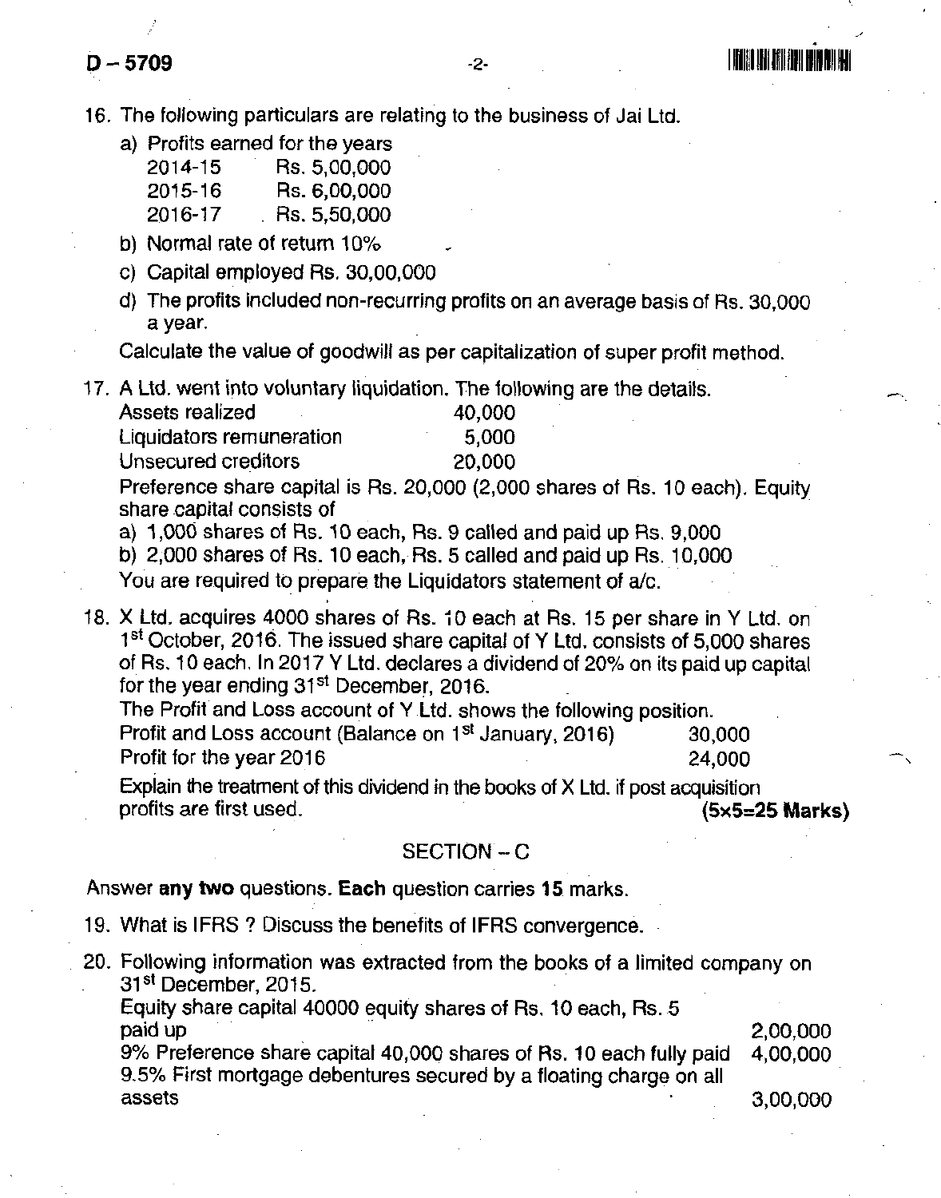16. The following particulars are relating to the business of Jai Ltd.

    a) Profits earned for the years

    | | |
    |---|---|
    | 2014-15 | Rs. 5,00,000 |
    | 2015-16 | Rs. 6,00,000 |
    | 2016-17 | Rs. 5,50,000 |

    b) Normal rate of return 10%

    c) Capital employed Rs. 30,00,000

    d) The profits included non-recurring profits on an average basis of Rs. 30,000 a year.

    Calculate the value of goodwill as per capitalization of super profit method.

17. A Ltd. went into voluntary liquidation. The following are the details.

    | | |
    |---|---|
    | Assets realized | 40,000 |
    | Liquidators remuneration | 5,000 |
    | Unsecured creditors | 20,000 |

    Preference share capital is Rs. 20,000 (2,000 shares of Rs. 10 each). Equity share capital consists of

    a) 1,000 shares of Rs. 10 each, Rs. 9 called and paid up Rs. 9,000

    b) 2,000 shares of Rs. 10 each, Rs. 5 called and paid up Rs. 10,000

    You are required to prepare the Liquidators statement of a/c.

18. X Ltd. acquires 4000 shares of Rs. 10 each at Rs. 15 per share in Y Ltd. on 1st October, 2016. The issued share capital of Y Ltd. consists of 5,000 shares of Rs. 10 each. In 2017 Y Ltd. declares a dividend of 20% on its paid up capital for the year ending 31st December, 2016.

    The Profit and Loss account of Y Ltd. shows the following position.

    | | |
    |---|---|
    | Profit and Loss account (Balance on 1st January, 2016) | 30,000 |
    | Profit for the year 2016 | 24,000 |

    Explain the treatment of this dividend in the books of X Ltd. if post acquisition profits are first used. **(5×5=25 Marks)**

## SECTION – C

Answer **any two** questions. **Each** question carries **15** marks.

19. What is IFRS ? Discuss the benefits of IFRS convergence.

20. Following information was extracted from the books of a limited company on 31st December, 2015.

    | | |
    |---|---|
    | Equity share capital 40000 equity shares of Rs. 10 each, Rs. 5 paid up | 2,00,000 |
    | 9% Preference share capital 40,000 shares of Rs. 10 each fully paid | 4,00,000 |
    | 9.5% First mortgage debentures secured by a floating charge on all assets | 3,00,000 |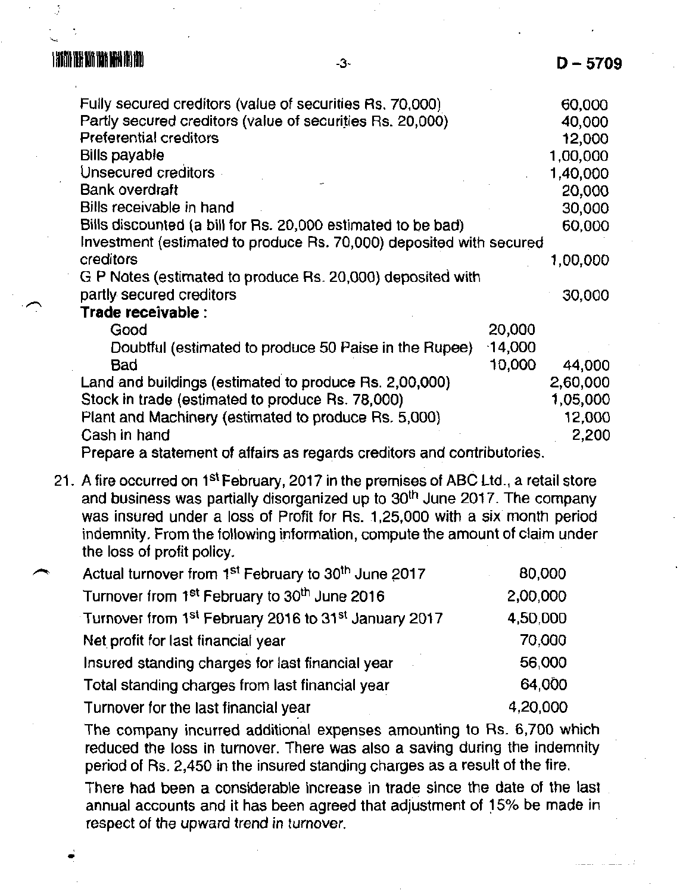| | | |
|---|---|---|
| Fully secured creditors (value of securities Rs. 70,000) | | 60,000 |
| Partly secured creditors (value of securities Rs. 20,000) | | 40,000 |
| Preferential creditors | | 12,000 |
| Bills payable | | 1,00,000 |
| Unsecured creditors | | 1,40,000 |
| Bank overdraft | | 20,000 |
| Bills receivable in hand | | 30,000 |
| Bills discounted (a bill for Rs. 20,000 estimated to be bad) | | 60,000 |
| Investment (estimated to produce Rs. 70,000) deposited with secured creditors | | 1,00,000 |
| G P Notes (estimated to produce Rs. 20,000) deposited with partly secured creditors | | 30,000 |
| **Trade receivable :** | | |
| Good | 20,000 | |
| Doubtful (estimated to produce 50 Paise in the Rupee) | 14,000 | |
| Bad | 10,000 | 44,000 |
| Land and buildings (estimated to produce Rs. 2,00,000) | | 2,60,000 |
| Stock in trade (estimated to produce Rs. 78,000) | | 1,05,000 |
| Plant and Machinery (estimated to produce Rs. 5,000) | | 12,000 |
| Cash in hand | | 2,200 |

Prepare a statement of affairs as regards creditors and contributories.

21. A fire occurred on 1st February, 2017 in the premises of ABC Ltd., a retail store and business was partially disorganized up to 30th June 2017. The company was insured under a loss of Profit for Rs. 1,25,000 with a six month period indemnity. From the following information, compute the amount of claim under the loss of profit policy.

| | |
|---|---|
| Actual turnover from 1st February to 30th June 2017 | 80,000 |
| Turnover from 1st February to 30th June 2016 | 2,00,000 |
| Turnover from 1st February 2016 to 31st January 2017 | 4,50,000 |
| Net profit for last financial year | 70,000 |
| Insured standing charges for last financial year | 56,000 |
| Total standing charges from last financial year | 64,000 |
| Turnover for the last financial year | 4,20,000 |

The company incurred additional expenses amounting to Rs. 6,700 which reduced the loss in turnover. There was also a saving during the indemnity period of Rs. 2,450 in the insured standing charges as a result of the fire.

There had been a considerable increase in trade since the date of the last annual accounts and it has been agreed that adjustment of 15% be made in respect of the upward trend in turnover.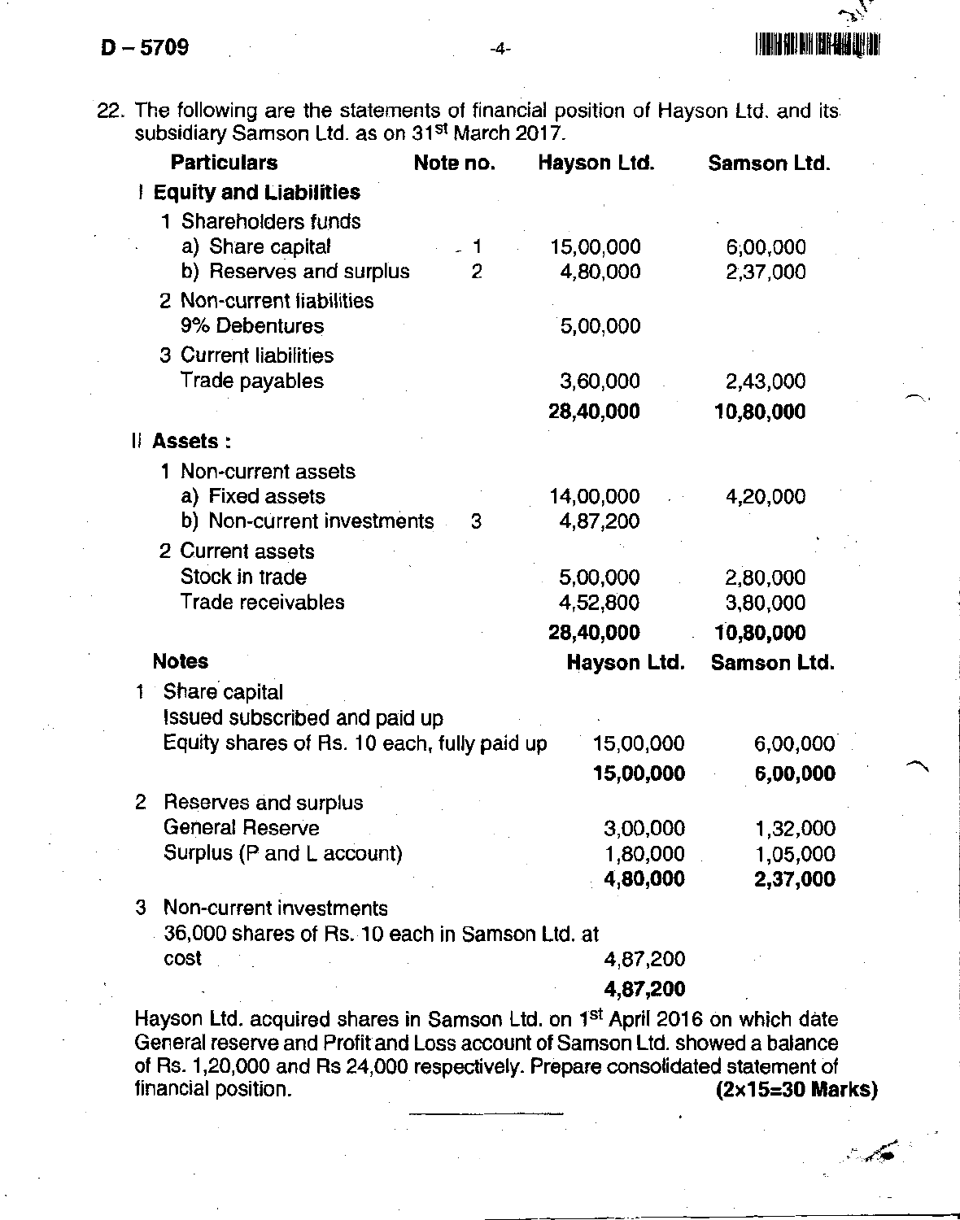22. The following are the statements of financial position of Hayson Ltd. and its subsidiary Samson Ltd. as on 31[st] March 2017.

| Particulars | Note no. | Hayson Ltd. | Samson Ltd. |
|---|---|---|---|
| **I Equity and Liabilities** | | | |
| 1 Shareholders funds | | | |
| a) Share capital | 1 | 15,00,000 | 6,00,000 |
| b) Reserves and surplus | 2 | 4,80,000 | 2,37,000 |
| 2 Non-current liabilities | | | |
| 9% Debentures | | 5,00,000 | |
| 3 Current liabilities | | | |
| Trade payables | | 3,60,000 | 2,43,000 |
| | | **28,40,000** | **10,80,000** |
| **II Assets :** | | | |
| 1 Non-current assets | | | |
| a) Fixed assets | | 14,00,000 | 4,20,000 |
| b) Non-current investments | 3 | 4,87,200 | |
| 2 Current assets | | | |
| Stock in trade | | 5,00,000 | 2,80,000 |
| Trade receivables | | 4,52,800 | 3,80,000 |
| | | **28,40,000** | **10,80,000** |

| **Notes** | **Hayson Ltd.** | **Samson Ltd.** |
|---|---|---|
| 1 Share capital | | |
| Issued subscribed and paid up | | |
| Equity shares of Rs. 10 each, fully paid up | 15,00,000 | 6,00,000 |
| | **15,00,000** | **6,00,000** |
| 2 Reserves and surplus | | |
| General Reserve | 3,00,000 | 1,32,000 |
| Surplus (P and L account) | 1,80,000 | 1,05,000 |
| | **4,80,000** | **2,37,000** |
| 3 Non-current investments | | |
| 36,000 shares of Rs. 10 each in Samson Ltd. at cost | 4,87,200 | |
| | **4,87,200** | |

Hayson Ltd. acquired shares in Samson Ltd. on 1[st] April 2016 on which date General reserve and Profit and Loss account of Samson Ltd. showed a balance of Rs. 1,20,000 and Rs 24,000 respectively. Prepare consolidated statement of financial position. **(2x15=30 Marks)**